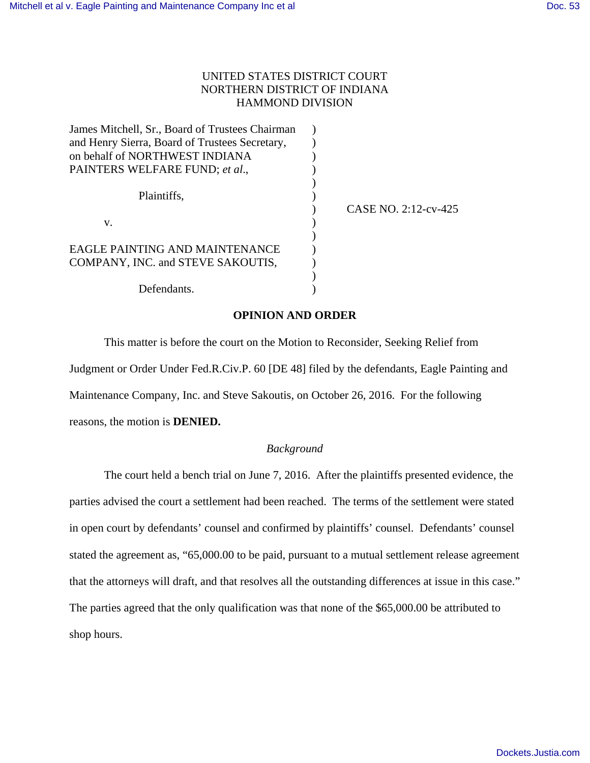UNITED STATES DISTRICT COURT
NORTHERN DISTRICT OF INDIANA
HAMMOND DIVISION

James Mitchell, Sr., Board of Trustees Chairman and Henry Sierra, Board of Trustees Secretary, on behalf of NORTHWEST INDIANA PAINTERS WELFARE FUND; *et al*.,

Plaintiffs,

v.

EAGLE PAINTING AND MAINTENANCE COMPANY, INC. and STEVE SAKOUTIS,

Defendants.

CASE NO. 2:12-cv-425

**OPINION AND ORDER**

This matter is before the court on the Motion to Reconsider, Seeking Relief from Judgment or Order Under Fed.R.Civ.P. 60 [DE 48] filed by the defendants, Eagle Painting and Maintenance Company, Inc. and Steve Sakoutis, on October 26, 2016. For the following reasons, the motion is **DENIED.**

*Background*

The court held a bench trial on June 7, 2016. After the plaintiffs presented evidence, the parties advised the court a settlement had been reached. The terms of the settlement were stated in open court by defendants' counsel and confirmed by plaintiffs' counsel. Defendants' counsel stated the agreement as, "65,000.00 to be paid, pursuant to a mutual settlement release agreement that the attorneys will draft, and that resolves all the outstanding differences at issue in this case." The parties agreed that the only qualification was that none of the $65,000.00 be attributed to shop hours.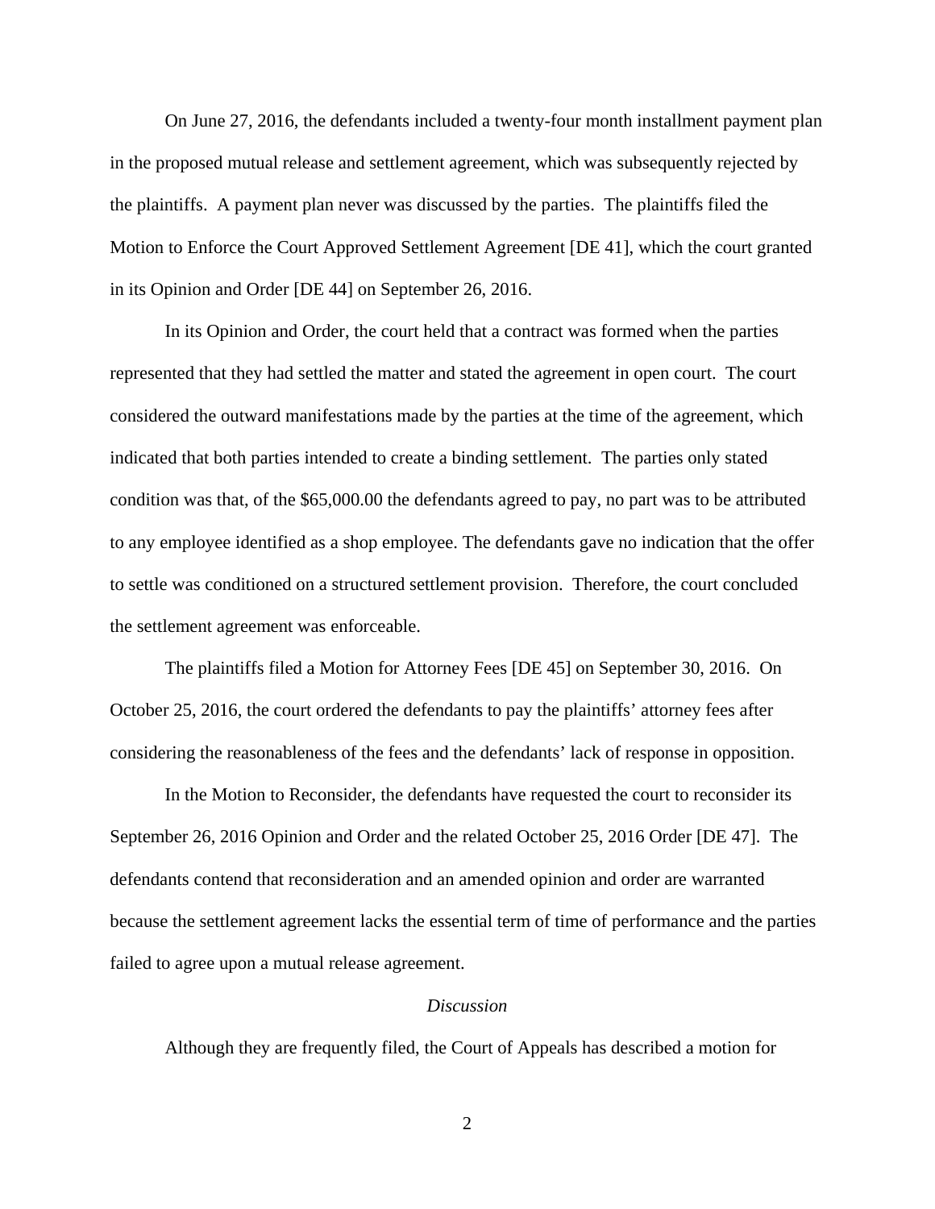On June 27, 2016, the defendants included a twenty-four month installment payment plan in the proposed mutual release and settlement agreement, which was subsequently rejected by the plaintiffs. A payment plan never was discussed by the parties. The plaintiffs filed the Motion to Enforce the Court Approved Settlement Agreement [DE 41], which the court granted in its Opinion and Order [DE 44] on September 26, 2016.

In its Opinion and Order, the court held that a contract was formed when the parties represented that they had settled the matter and stated the agreement in open court. The court considered the outward manifestations made by the parties at the time of the agreement, which indicated that both parties intended to create a binding settlement. The parties only stated condition was that, of the $65,000.00 the defendants agreed to pay, no part was to be attributed to any employee identified as a shop employee. The defendants gave no indication that the offer to settle was conditioned on a structured settlement provision. Therefore, the court concluded the settlement agreement was enforceable.

The plaintiffs filed a Motion for Attorney Fees [DE 45] on September 30, 2016. On October 25, 2016, the court ordered the defendants to pay the plaintiffs' attorney fees after considering the reasonableness of the fees and the defendants' lack of response in opposition.

In the Motion to Reconsider, the defendants have requested the court to reconsider its September 26, 2016 Opinion and Order and the related October 25, 2016 Order [DE 47]. The defendants contend that reconsideration and an amended opinion and order are warranted because the settlement agreement lacks the essential term of time of performance and the parties failed to agree upon a mutual release agreement.

*Discussion*

Although they are frequently filed, the Court of Appeals has described a motion for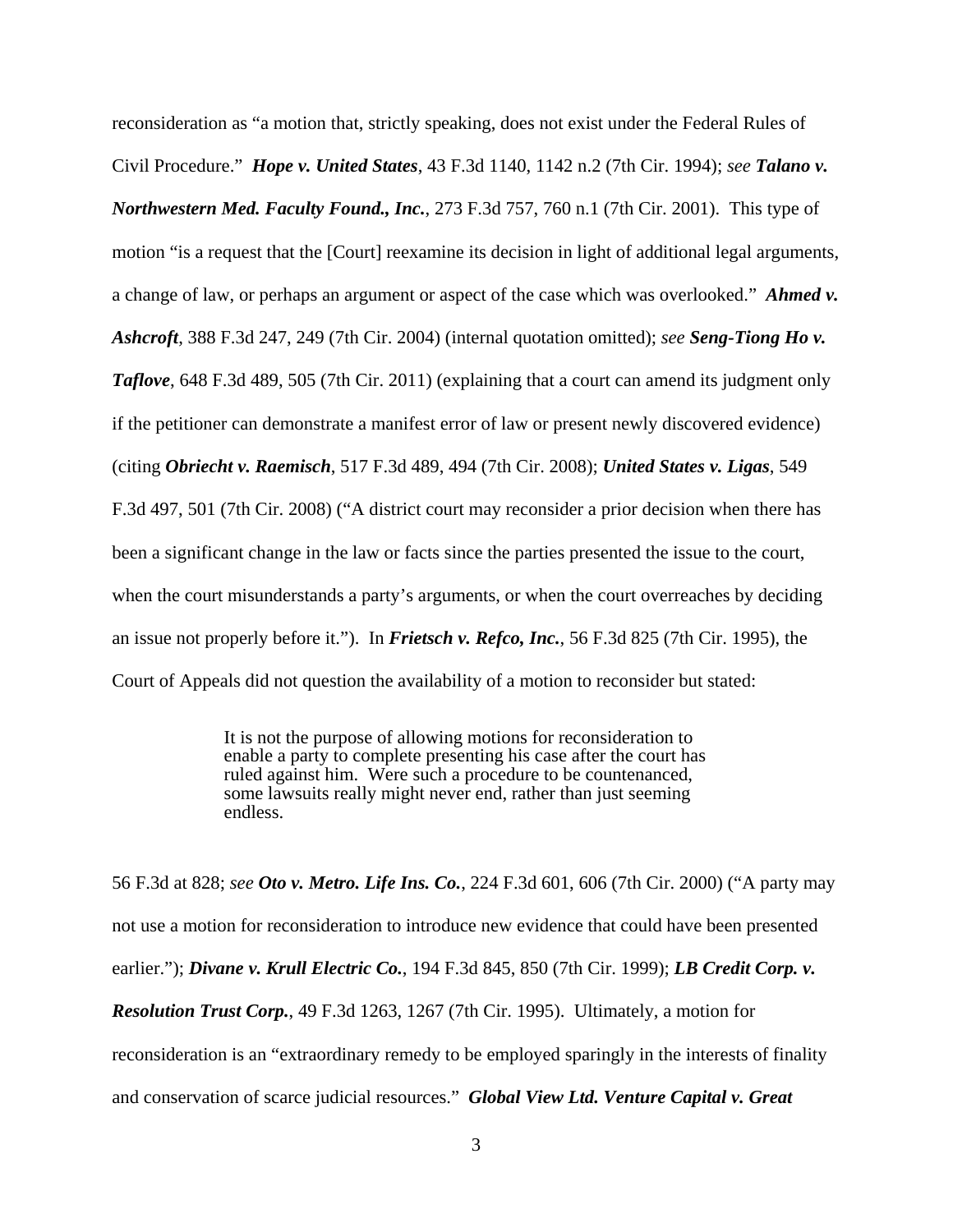reconsideration as "a motion that, strictly speaking, does not exist under the Federal Rules of Civil Procedure." ***Hope v. United States***, 43 F.3d 1140, 1142 n.2 (7th Cir. 1994); *see* ***Talano v. Northwestern Med. Faculty Found., Inc.***, 273 F.3d 757, 760 n.1 (7th Cir. 2001). This type of motion "is a request that the [Court] reexamine its decision in light of additional legal arguments, a change of law, or perhaps an argument or aspect of the case which was overlooked." ***Ahmed v. Ashcroft***, 388 F.3d 247, 249 (7th Cir. 2004) (internal quotation omitted); *see* ***Seng-Tiong Ho v. Taflove***, 648 F.3d 489, 505 (7th Cir. 2011) (explaining that a court can amend its judgment only if the petitioner can demonstrate a manifest error of law or present newly discovered evidence) (citing ***Obriecht v. Raemisch***, 517 F.3d 489, 494 (7th Cir. 2008); ***United States v. Ligas***, 549 F.3d 497, 501 (7th Cir. 2008) ("A district court may reconsider a prior decision when there has been a significant change in the law or facts since the parties presented the issue to the court, when the court misunderstands a party's arguments, or when the court overreaches by deciding an issue not properly before it."). In ***Frietsch v. Refco, Inc.***, 56 F.3d 825 (7th Cir. 1995), the Court of Appeals did not question the availability of a motion to reconsider but stated:

> It is not the purpose of allowing motions for reconsideration to enable a party to complete presenting his case after the court has ruled against him. Were such a procedure to be countenanced, some lawsuits really might never end, rather than just seeming endless.

56 F.3d at 828; *see* ***Oto v. Metro. Life Ins. Co.***, 224 F.3d 601, 606 (7th Cir. 2000) ("A party may not use a motion for reconsideration to introduce new evidence that could have been presented earlier."); ***Divane v. Krull Electric Co.***, 194 F.3d 845, 850 (7th Cir. 1999); ***LB Credit Corp. v. Resolution Trust Corp.***, 49 F.3d 1263, 1267 (7th Cir. 1995). Ultimately, a motion for reconsideration is an "extraordinary remedy to be employed sparingly in the interests of finality and conservation of scarce judicial resources." ***Global View Ltd. Venture Capital v. Great***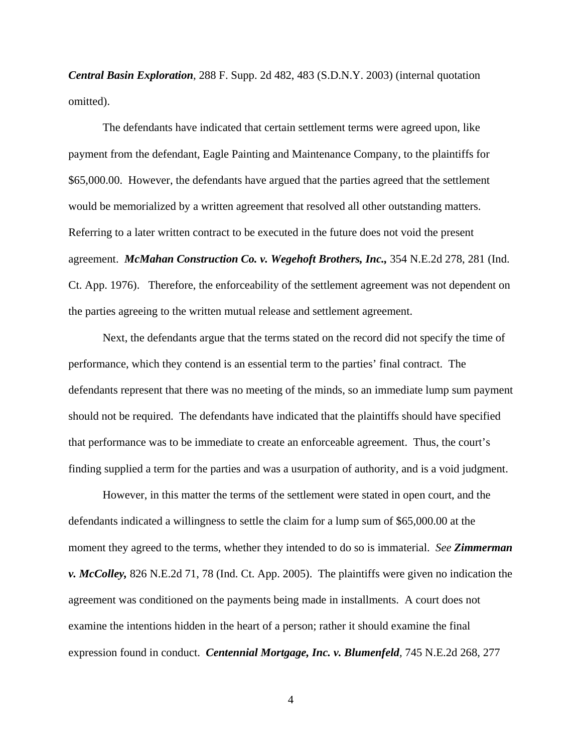***Central Basin Exploration***, 288 F. Supp. 2d 482, 483 (S.D.N.Y. 2003) (internal quotation omitted).

The defendants have indicated that certain settlement terms were agreed upon, like payment from the defendant, Eagle Painting and Maintenance Company, to the plaintiffs for $65,000.00. However, the defendants have argued that the parties agreed that the settlement would be memorialized by a written agreement that resolved all other outstanding matters. Referring to a later written contract to be executed in the future does not void the present agreement. ***McMahan Construction Co. v. Wegehoft Brothers, Inc.,*** 354 N.E.2d 278, 281 (Ind. Ct. App. 1976). Therefore, the enforceability of the settlement agreement was not dependent on the parties agreeing to the written mutual release and settlement agreement.

Next, the defendants argue that the terms stated on the record did not specify the time of performance, which they contend is an essential term to the parties' final contract. The defendants represent that there was no meeting of the minds, so an immediate lump sum payment should not be required. The defendants have indicated that the plaintiffs should have specified that performance was to be immediate to create an enforceable agreement. Thus, the court's finding supplied a term for the parties and was a usurpation of authority, and is a void judgment.

However, in this matter the terms of the settlement were stated in open court, and the defendants indicated a willingness to settle the claim for a lump sum of $65,000.00 at the moment they agreed to the terms, whether they intended to do so is immaterial. *See* ***Zimmerman v. McColley,*** 826 N.E.2d 71, 78 (Ind. Ct. App. 2005). The plaintiffs were given no indication the agreement was conditioned on the payments being made in installments. A court does not examine the intentions hidden in the heart of a person; rather it should examine the final expression found in conduct. ***Centennial Mortgage, Inc. v. Blumenfeld***, 745 N.E.2d 268, 277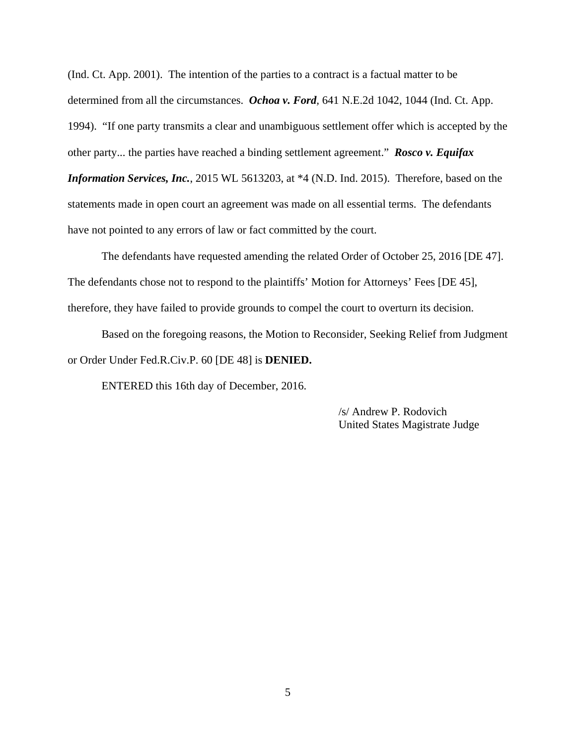(Ind. Ct. App. 2001). The intention of the parties to a contract is a factual matter to be determined from all the circumstances. ***Ochoa v. Ford***, 641 N.E.2d 1042, 1044 (Ind. Ct. App. 1994). "If one party transmits a clear and unambiguous settlement offer which is accepted by the other party... the parties have reached a binding settlement agreement." ***Rosco v. Equifax Information Services, Inc.***, 2015 WL 5613203, at *4 (N.D. Ind. 2015). Therefore, based on the statements made in open court an agreement was made on all essential terms. The defendants have not pointed to any errors of law or fact committed by the court.

The defendants have requested amending the related Order of October 25, 2016 [DE 47]. The defendants chose not to respond to the plaintiffs' Motion for Attorneys' Fees [DE 45], therefore, they have failed to provide grounds to compel the court to overturn its decision.

Based on the foregoing reasons, the Motion to Reconsider, Seeking Relief from Judgment or Order Under Fed.R.Civ.P. 60 [DE 48] is **DENIED.**

ENTERED this 16th day of December, 2016.

/s/ Andrew P. Rodovich
United States Magistrate Judge